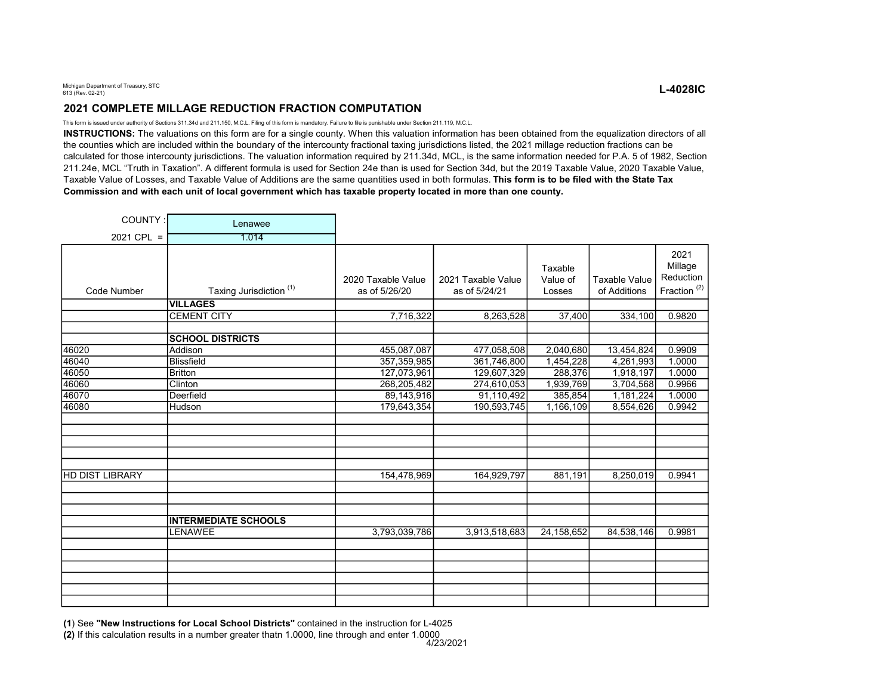Michigan Department of Treasury, STC
613 (Rev. 02-21)

**L-4028IC**

## 2021 COMPLETE MILLAGE REDUCTION FRACTION COMPUTATION

This form is issued under authority of Sections 311.34d and 211.150, M.C.L. Filing of this form is mandatory. Failure to file is punishable under Section 211.119, M.C.L.

**INSTRUCTIONS:** The valuations on this form are for a single county. When this valuation information has been obtained from the equalization directors of all the counties which are included within the boundary of the intercounty fractional taxing jurisdictions listed, the 2021 millage reduction fractions can be calculated for those intercounty jurisdictions. The valuation information required by 211.34d, MCL, is the same information needed for P.A. 5 of 1982, Section 211.24e, MCL "Truth in Taxation". A different formula is used for Section 24e than is used for Section 34d, but the 2019 Taxable Value, 2020 Taxable Value, Taxable Value of Losses, and Taxable Value of Additions are the same quantities used in both formulas. **This form is to be filed with the State Tax Commission and with each unit of local government which has taxable property located in more than one county.**

COUNTY : Lenawee

2021 CPL = 1.014

| Code Number | Taxing Jurisdiction [1] | 2020 Taxable Value as of 5/26/20 | 2021 Taxable Value as of 5/24/21 | Taxable Value of Losses | Taxable Value of Additions | 2021 Millage Reduction Fraction [2] |
|---|---|---|---|---|---|---|
| | **VILLAGES** | | | | | |
| | CEMENT CITY | 7,716,322 | 8,263,528 | 37,400 | 334,100 | 0.9820 |
| | | | | | | |
| | **SCHOOL DISTRICTS** | | | | | |
| 46020 | Addison | 455,087,087 | 477,058,508 | 2,040,680 | 13,454,824 | 0.9909 |
| 46040 | Blissfield | 357,359,985 | 361,746,800 | 1,454,228 | 4,261,993 | 1.0000 |
| 46050 | Britton | 127,073,961 | 129,607,329 | 288,376 | 1,918,197 | 1.0000 |
| 46060 | Clinton | 268,205,482 | 274,610,053 | 1,939,769 | 3,704,568 | 0.9966 |
| 46070 | Deerfield | 89,143,916 | 91,110,492 | 385,854 | 1,181,224 | 1.0000 |
| 46080 | Hudson | 179,643,354 | 190,593,745 | 1,166,109 | 8,554,626 | 0.9942 |
| | | | | | | |
| | | | | | | |
| | | | | | | |
| | | | | | | |
| HD DIST LIBRARY | | 154,478,969 | 164,929,797 | 881,191 | 8,250,019 | 0.9941 |
| | | | | | | |
| | | | | | | |
| | | | | | | |
| | **INTERMEDIATE SCHOOLS** | | | | | |
| | LENAWEE | 3,793,039,786 | 3,913,518,683 | 24,158,652 | 84,538,146 | 0.9981 |
| | | | | | | |
| | | | | | | |
| | | | | | | |
| | | | | | | |
| | | | | | | |
| | | | | | | |

(**1**) See **"New Instructions for Local School Districts"** contained in the instruction for L-4025

**(2)** If this calculation results in a number greater thatn 1.0000, line through and enter 1.0000

4/23/2021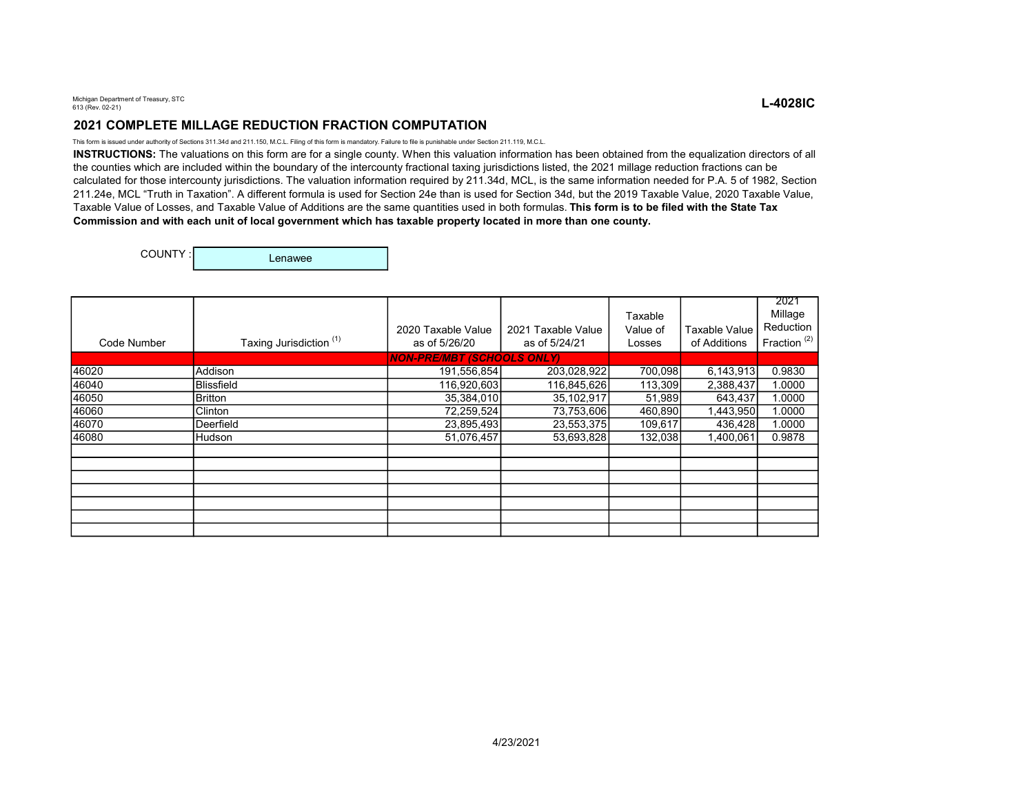Michigan Department of Treasury, STC
613 (Rev. 02-21)

**L-4028IC**

## 2021 COMPLETE MILLAGE REDUCTION FRACTION COMPUTATION

This form is issued under authority of Sections 311.34d and 211.150, M.C.L. Filing of this form is mandatory. Failure to file is punishable under Section 211.119, M.C.L.

**INSTRUCTIONS:** The valuations on this form are for a single county. When this valuation information has been obtained from the equalization directors of all the counties which are included within the boundary of the intercounty fractional taxing jurisdictions listed, the 2021 millage reduction fractions can be calculated for those intercounty jurisdictions. The valuation information required by 211.34d, MCL, is the same information needed for P.A. 5 of 1982, Section 211.24e, MCL "Truth in Taxation". A different formula is used for Section 24e than is used for Section 34d, but the 2019 Taxable Value, 2020 Taxable Value, Taxable Value of Losses, and Taxable Value of Additions are the same quantities used in both formulas. **This form is to be filed with the State Tax Commission and with each unit of local government which has taxable property located in more than one county.**

COUNTY : Lenawee

| Code Number | Taxing Jurisdiction [1] | 2020 Taxable Value as of 5/26/20 | 2021 Taxable Value as of 5/24/21 | Taxable Value of Losses | Taxable Value of Additions | 2021 Millage Reduction Fraction [2] |
|---|---|---|---|---|---|---|
| | | *NON-PRE/MBT (SCHOOLS ONLY)* | | | | |
| 46020 | Addison | 191,556,854 | 203,028,922 | 700,098 | 6,143,913 | 0.9830 |
| 46040 | Blissfield | 116,920,603 | 116,845,626 | 113,309 | 2,388,437 | 1.0000 |
| 46050 | Britton | 35,384,010 | 35,102,917 | 51,989 | 643,437 | 1.0000 |
| 46060 | Clinton | 72,259,524 | 73,753,606 | 460,890 | 1,443,950 | 1.0000 |
| 46070 | Deerfield | 23,895,493 | 23,553,375 | 109,617 | 436,428 | 1.0000 |
| 46080 | Hudson | 51,076,457 | 53,693,828 | 132,038 | 1,400,061 | 0.9878 |

4/23/2021